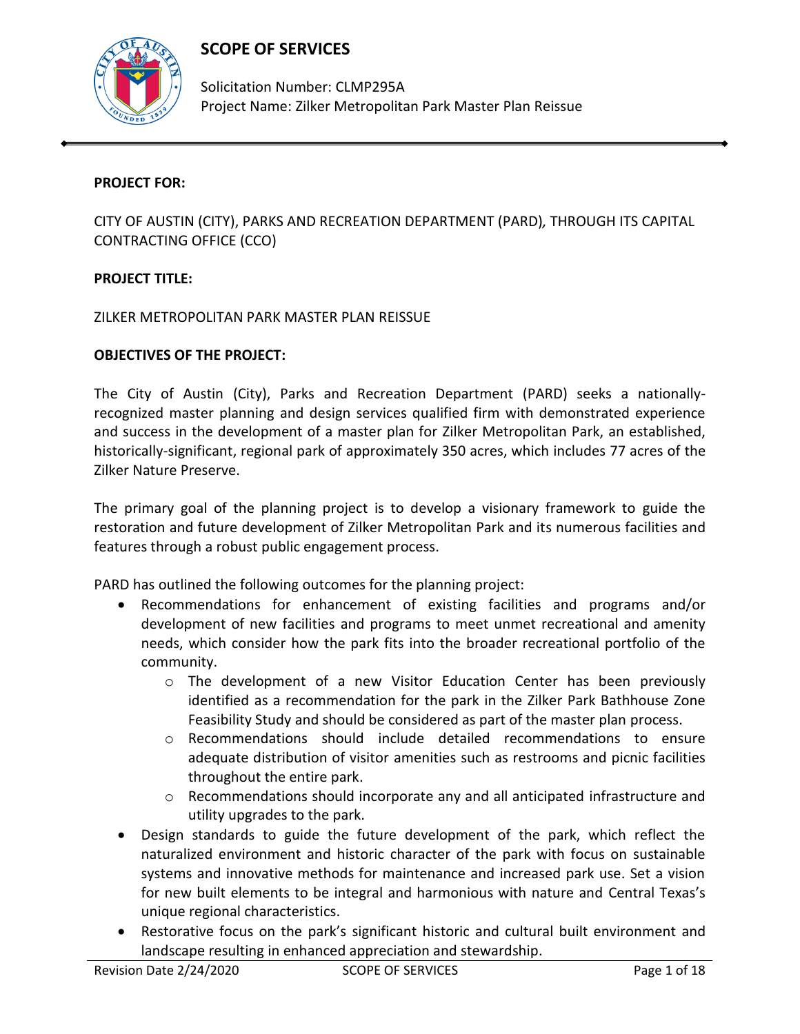# SCOPE OF SERVICES

Solicitation Number: CLMP295A
Project Name: Zilker Metropolitan Park Master Plan Reissue

**PROJECT FOR:**

CITY OF AUSTIN (CITY), PARKS AND RECREATION DEPARTMENT (PARD), THROUGH ITS CAPITAL CONTRACTING OFFICE (CCO)

**PROJECT TITLE:**

ZILKER METROPOLITAN PARK MASTER PLAN REISSUE

**OBJECTIVES OF THE PROJECT:**

The City of Austin (City), Parks and Recreation Department (PARD) seeks a nationally-recognized master planning and design services qualified firm with demonstrated experience and success in the development of a master plan for Zilker Metropolitan Park, an established, historically-significant, regional park of approximately 350 acres, which includes 77 acres of the Zilker Nature Preserve.

The primary goal of the planning project is to develop a visionary framework to guide the restoration and future development of Zilker Metropolitan Park and its numerous facilities and features through a robust public engagement process.

PARD has outlined the following outcomes for the planning project:

- Recommendations for enhancement of existing facilities and programs and/or development of new facilities and programs to meet unmet recreational and amenity needs, which consider how the park fits into the broader recreational portfolio of the community.
  - The development of a new Visitor Education Center has been previously identified as a recommendation for the park in the Zilker Park Bathhouse Zone Feasibility Study and should be considered as part of the master plan process.
  - Recommendations should include detailed recommendations to ensure adequate distribution of visitor amenities such as restrooms and picnic facilities throughout the entire park.
  - Recommendations should incorporate any and all anticipated infrastructure and utility upgrades to the park.
- Design standards to guide the future development of the park, which reflect the naturalized environment and historic character of the park with focus on sustainable systems and innovative methods for maintenance and increased park use. Set a vision for new built elements to be integral and harmonious with nature and Central Texas's unique regional characteristics.
- Restorative focus on the park's significant historic and cultural built environment and landscape resulting in enhanced appreciation and stewardship.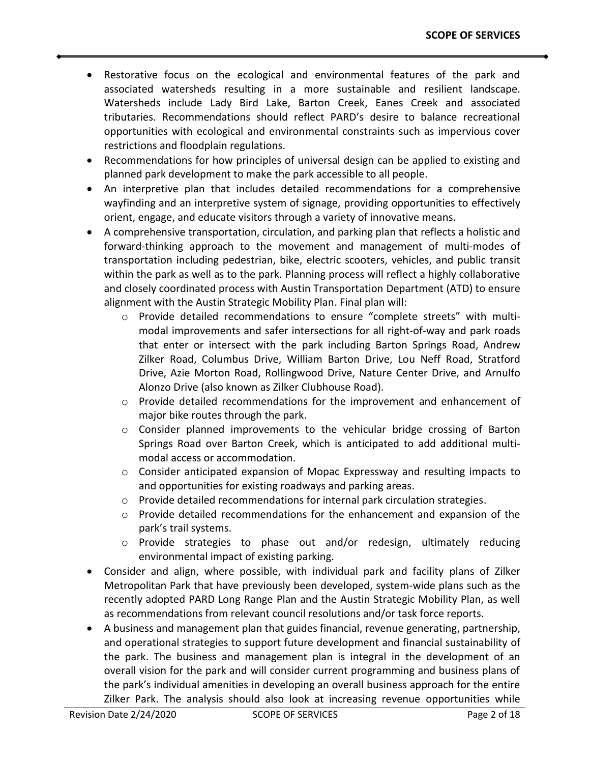- Restorative focus on the ecological and environmental features of the park and associated watersheds resulting in a more sustainable and resilient landscape. Watersheds include Lady Bird Lake, Barton Creek, Eanes Creek and associated tributaries. Recommendations should reflect PARD's desire to balance recreational opportunities with ecological and environmental constraints such as impervious cover restrictions and floodplain regulations.
- Recommendations for how principles of universal design can be applied to existing and planned park development to make the park accessible to all people.
- An interpretive plan that includes detailed recommendations for a comprehensive wayfinding and an interpretive system of signage, providing opportunities to effectively orient, engage, and educate visitors through a variety of innovative means.
- A comprehensive transportation, circulation, and parking plan that reflects a holistic and forward-thinking approach to the movement and management of multi-modes of transportation including pedestrian, bike, electric scooters, vehicles, and public transit within the park as well as to the park. Planning process will reflect a highly collaborative and closely coordinated process with Austin Transportation Department (ATD) to ensure alignment with the Austin Strategic Mobility Plan. Final plan will:
  - Provide detailed recommendations to ensure "complete streets" with multi-modal improvements and safer intersections for all right-of-way and park roads that enter or intersect with the park including Barton Springs Road, Andrew Zilker Road, Columbus Drive, William Barton Drive, Lou Neff Road, Stratford Drive, Azie Morton Road, Rollingwood Drive, Nature Center Drive, and Arnulfo Alonzo Drive (also known as Zilker Clubhouse Road).
  - Provide detailed recommendations for the improvement and enhancement of major bike routes through the park.
  - Consider planned improvements to the vehicular bridge crossing of Barton Springs Road over Barton Creek, which is anticipated to add additional multi-modal access or accommodation.
  - Consider anticipated expansion of Mopac Expressway and resulting impacts to and opportunities for existing roadways and parking areas.
  - Provide detailed recommendations for internal park circulation strategies.
  - Provide detailed recommendations for the enhancement and expansion of the park's trail systems.
  - Provide strategies to phase out and/or redesign, ultimately reducing environmental impact of existing parking.
- Consider and align, where possible, with individual park and facility plans of Zilker Metropolitan Park that have previously been developed, system-wide plans such as the recently adopted PARD Long Range Plan and the Austin Strategic Mobility Plan, as well as recommendations from relevant council resolutions and/or task force reports.
- A business and management plan that guides financial, revenue generating, partnership, and operational strategies to support future development and financial sustainability of the park. The business and management plan is integral in the development of an overall vision for the park and will consider current programming and business plans of the park's individual amenities in developing an overall business approach for the entire Zilker Park. The analysis should also look at increasing revenue opportunities while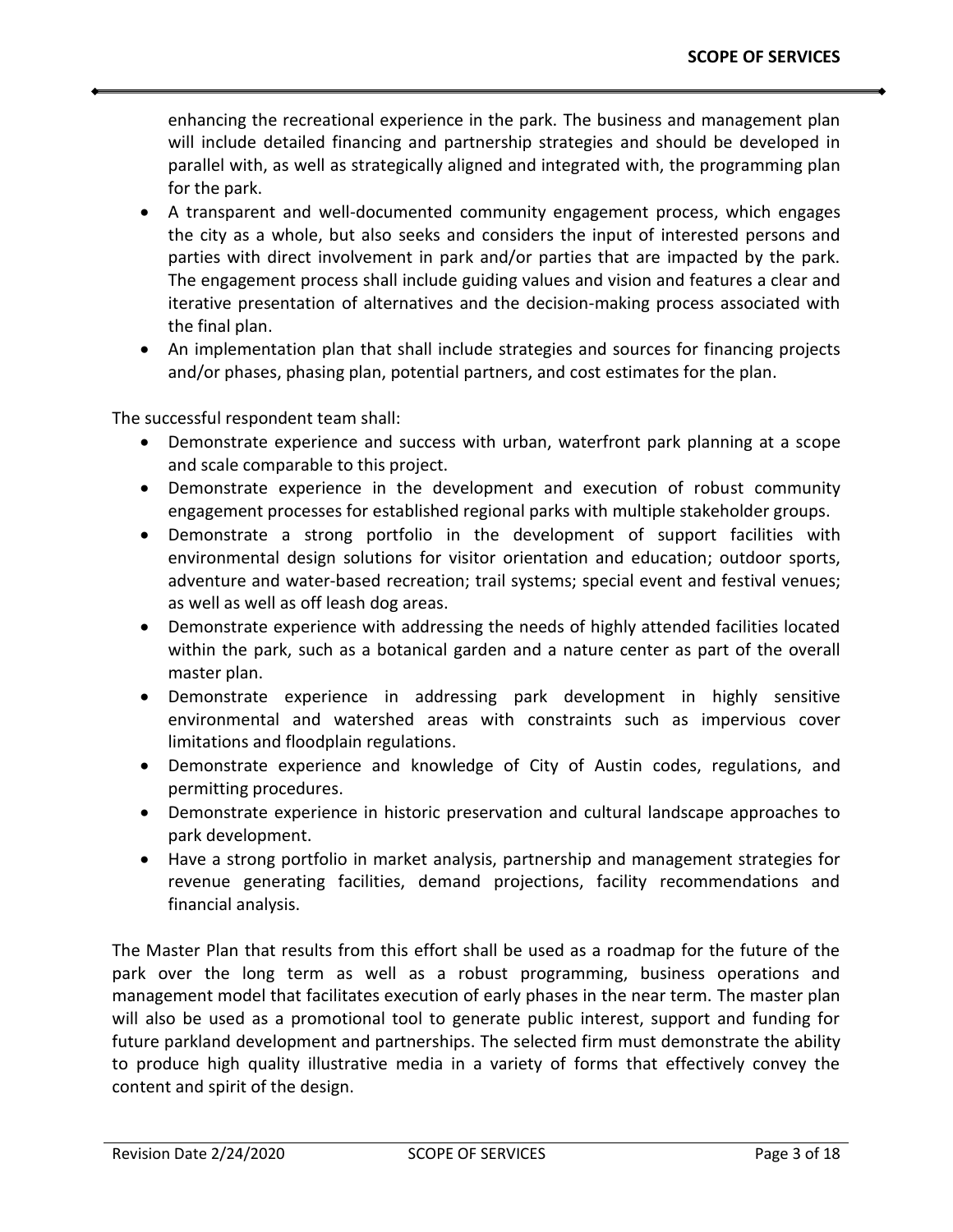enhancing the recreational experience in the park. The business and management plan will include detailed financing and partnership strategies and should be developed in parallel with, as well as strategically aligned and integrated with, the programming plan for the park.

- A transparent and well-documented community engagement process, which engages the city as a whole, but also seeks and considers the input of interested persons and parties with direct involvement in park and/or parties that are impacted by the park. The engagement process shall include guiding values and vision and features a clear and iterative presentation of alternatives and the decision-making process associated with the final plan.
- An implementation plan that shall include strategies and sources for financing projects and/or phases, phasing plan, potential partners, and cost estimates for the plan.

The successful respondent team shall:

- Demonstrate experience and success with urban, waterfront park planning at a scope and scale comparable to this project.
- Demonstrate experience in the development and execution of robust community engagement processes for established regional parks with multiple stakeholder groups.
- Demonstrate a strong portfolio in the development of support facilities with environmental design solutions for visitor orientation and education; outdoor sports, adventure and water-based recreation; trail systems; special event and festival venues; as well as well as off leash dog areas.
- Demonstrate experience with addressing the needs of highly attended facilities located within the park, such as a botanical garden and a nature center as part of the overall master plan.
- Demonstrate experience in addressing park development in highly sensitive environmental and watershed areas with constraints such as impervious cover limitations and floodplain regulations.
- Demonstrate experience and knowledge of City of Austin codes, regulations, and permitting procedures.
- Demonstrate experience in historic preservation and cultural landscape approaches to park development.
- Have a strong portfolio in market analysis, partnership and management strategies for revenue generating facilities, demand projections, facility recommendations and financial analysis.

The Master Plan that results from this effort shall be used as a roadmap for the future of the park over the long term as well as a robust programming, business operations and management model that facilitates execution of early phases in the near term. The master plan will also be used as a promotional tool to generate public interest, support and funding for future parkland development and partnerships. The selected firm must demonstrate the ability to produce high quality illustrative media in a variety of forms that effectively convey the content and spirit of the design.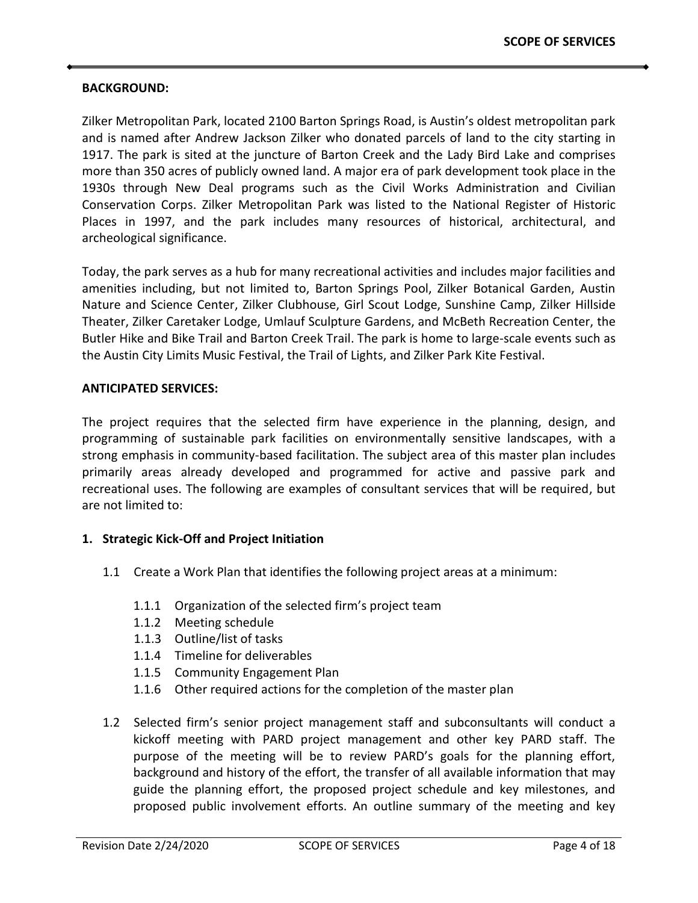**BACKGROUND:**

Zilker Metropolitan Park, located 2100 Barton Springs Road, is Austin's oldest metropolitan park and is named after Andrew Jackson Zilker who donated parcels of land to the city starting in 1917. The park is sited at the juncture of Barton Creek and the Lady Bird Lake and comprises more than 350 acres of publicly owned land. A major era of park development took place in the 1930s through New Deal programs such as the Civil Works Administration and Civilian Conservation Corps. Zilker Metropolitan Park was listed to the National Register of Historic Places in 1997, and the park includes many resources of historical, architectural, and archeological significance.

Today, the park serves as a hub for many recreational activities and includes major facilities and amenities including, but not limited to, Barton Springs Pool, Zilker Botanical Garden, Austin Nature and Science Center, Zilker Clubhouse, Girl Scout Lodge, Sunshine Camp, Zilker Hillside Theater, Zilker Caretaker Lodge, Umlauf Sculpture Gardens, and McBeth Recreation Center, the Butler Hike and Bike Trail and Barton Creek Trail. The park is home to large-scale events such as the Austin City Limits Music Festival, the Trail of Lights, and Zilker Park Kite Festival.

**ANTICIPATED SERVICES:**

The project requires that the selected firm have experience in the planning, design, and programming of sustainable park facilities on environmentally sensitive landscapes, with a strong emphasis in community-based facilitation. The subject area of this master plan includes primarily areas already developed and programmed for active and passive park and recreational uses. The following are examples of consultant services that will be required, but are not limited to:

**1. Strategic Kick-Off and Project Initiation**

- 1.1 Create a Work Plan that identifies the following project areas at a minimum:
  - 1.1.1 Organization of the selected firm's project team
  - 1.1.2 Meeting schedule
  - 1.1.3 Outline/list of tasks
  - 1.1.4 Timeline for deliverables
  - 1.1.5 Community Engagement Plan
  - 1.1.6 Other required actions for the completion of the master plan
- 1.2 Selected firm's senior project management staff and subconsultants will conduct a kickoff meeting with PARD project management and other key PARD staff. The purpose of the meeting will be to review PARD's goals for the planning effort, background and history of the effort, the transfer of all available information that may guide the planning effort, the proposed project schedule and key milestones, and proposed public involvement efforts. An outline summary of the meeting and key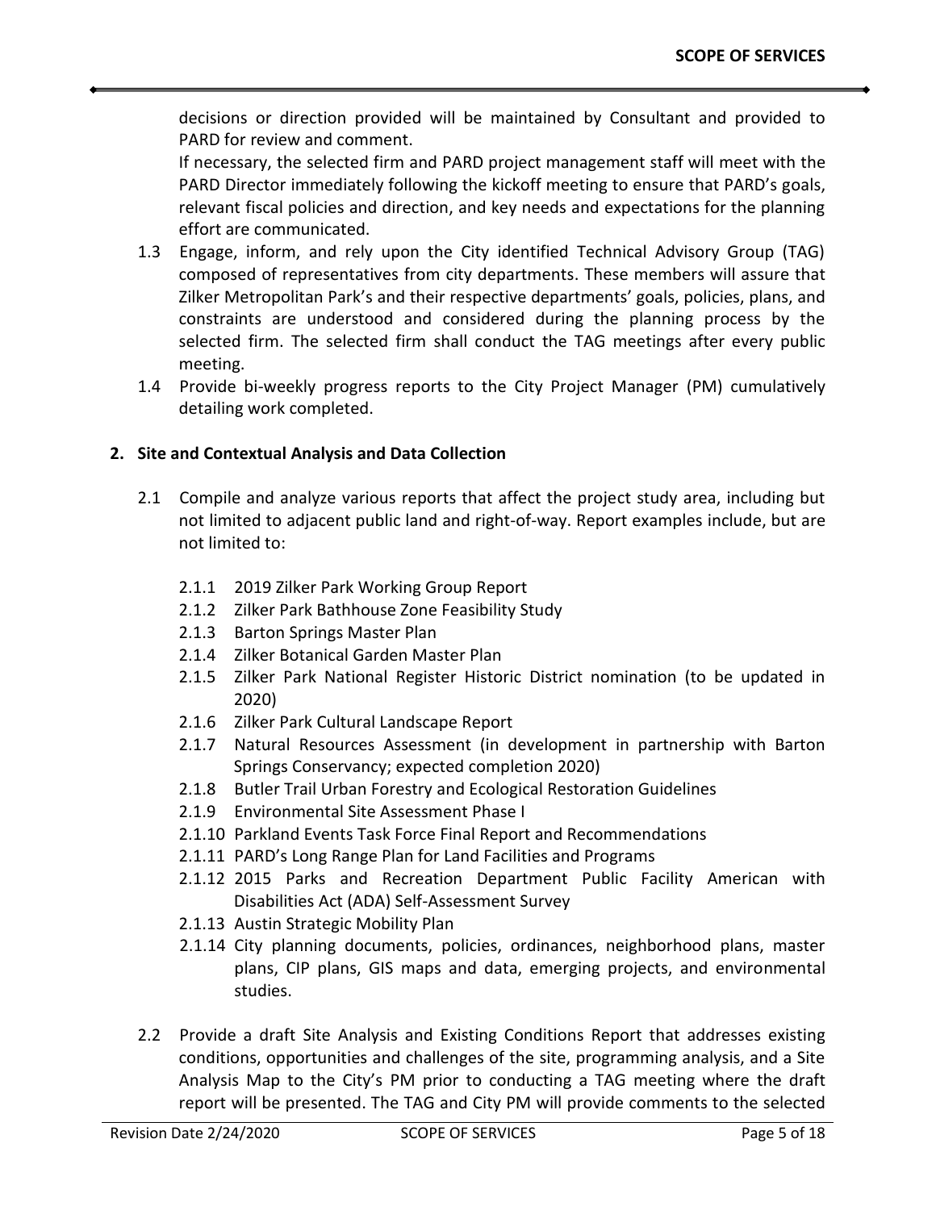decisions or direction provided will be maintained by Consultant and provided to PARD for review and comment.

If necessary, the selected firm and PARD project management staff will meet with the PARD Director immediately following the kickoff meeting to ensure that PARD's goals, relevant fiscal policies and direction, and key needs and expectations for the planning effort are communicated.

1.3 Engage, inform, and rely upon the City identified Technical Advisory Group (TAG) composed of representatives from city departments. These members will assure that Zilker Metropolitan Park's and their respective departments' goals, policies, plans, and constraints are understood and considered during the planning process by the selected firm. The selected firm shall conduct the TAG meetings after every public meeting.

1.4 Provide bi-weekly progress reports to the City Project Manager (PM) cumulatively detailing work completed.

**2. Site and Contextual Analysis and Data Collection**

2.1 Compile and analyze various reports that affect the project study area, including but not limited to adjacent public land and right-of-way. Report examples include, but are not limited to:

- 2.1.1 2019 Zilker Park Working Group Report
- 2.1.2 Zilker Park Bathhouse Zone Feasibility Study
- 2.1.3 Barton Springs Master Plan
- 2.1.4 Zilker Botanical Garden Master Plan
- 2.1.5 Zilker Park National Register Historic District nomination (to be updated in 2020)
- 2.1.6 Zilker Park Cultural Landscape Report
- 2.1.7 Natural Resources Assessment (in development in partnership with Barton Springs Conservancy; expected completion 2020)
- 2.1.8 Butler Trail Urban Forestry and Ecological Restoration Guidelines
- 2.1.9 Environmental Site Assessment Phase I
- 2.1.10 Parkland Events Task Force Final Report and Recommendations
- 2.1.11 PARD's Long Range Plan for Land Facilities and Programs
- 2.1.12 2015 Parks and Recreation Department Public Facility American with Disabilities Act (ADA) Self-Assessment Survey
- 2.1.13 Austin Strategic Mobility Plan
- 2.1.14 City planning documents, policies, ordinances, neighborhood plans, master plans, CIP plans, GIS maps and data, emerging projects, and environmental studies.

2.2 Provide a draft Site Analysis and Existing Conditions Report that addresses existing conditions, opportunities and challenges of the site, programming analysis, and a Site Analysis Map to the City's PM prior to conducting a TAG meeting where the draft report will be presented. The TAG and City PM will provide comments to the selected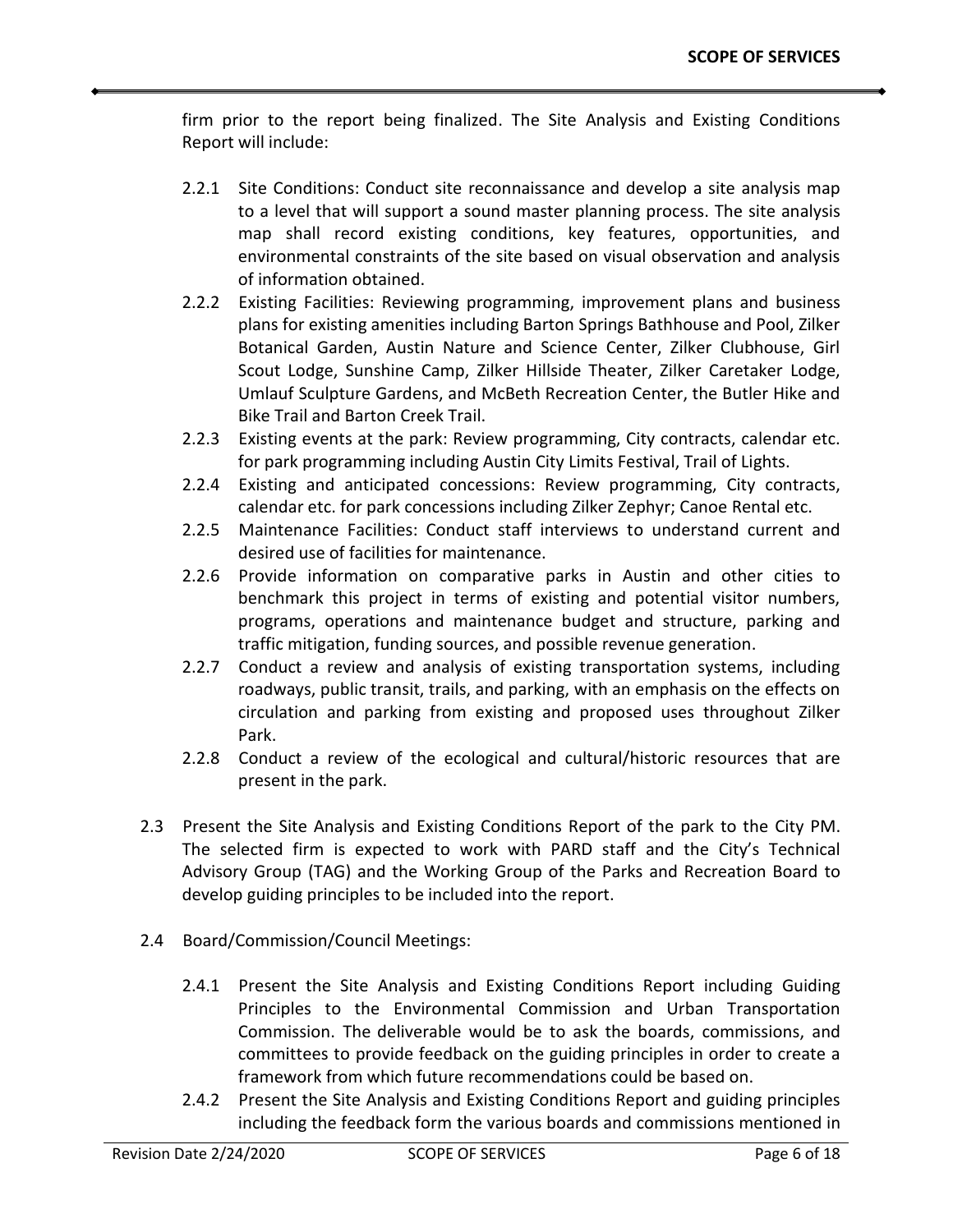firm prior to the report being finalized. The Site Analysis and Existing Conditions Report will include:

- 2.2.1 Site Conditions: Conduct site reconnaissance and develop a site analysis map to a level that will support a sound master planning process. The site analysis map shall record existing conditions, key features, opportunities, and environmental constraints of the site based on visual observation and analysis of information obtained.
- 2.2.2 Existing Facilities: Reviewing programming, improvement plans and business plans for existing amenities including Barton Springs Bathhouse and Pool, Zilker Botanical Garden, Austin Nature and Science Center, Zilker Clubhouse, Girl Scout Lodge, Sunshine Camp, Zilker Hillside Theater, Zilker Caretaker Lodge, Umlauf Sculpture Gardens, and McBeth Recreation Center, the Butler Hike and Bike Trail and Barton Creek Trail.
- 2.2.3 Existing events at the park: Review programming, City contracts, calendar etc. for park programming including Austin City Limits Festival, Trail of Lights.
- 2.2.4 Existing and anticipated concessions: Review programming, City contracts, calendar etc. for park concessions including Zilker Zephyr; Canoe Rental etc.
- 2.2.5 Maintenance Facilities: Conduct staff interviews to understand current and desired use of facilities for maintenance.
- 2.2.6 Provide information on comparative parks in Austin and other cities to benchmark this project in terms of existing and potential visitor numbers, programs, operations and maintenance budget and structure, parking and traffic mitigation, funding sources, and possible revenue generation.
- 2.2.7 Conduct a review and analysis of existing transportation systems, including roadways, public transit, trails, and parking, with an emphasis on the effects on circulation and parking from existing and proposed uses throughout Zilker Park.
- 2.2.8 Conduct a review of the ecological and cultural/historic resources that are present in the park.

2.3 Present the Site Analysis and Existing Conditions Report of the park to the City PM. The selected firm is expected to work with PARD staff and the City's Technical Advisory Group (TAG) and the Working Group of the Parks and Recreation Board to develop guiding principles to be included into the report.

2.4 Board/Commission/Council Meetings:

- 2.4.1 Present the Site Analysis and Existing Conditions Report including Guiding Principles to the Environmental Commission and Urban Transportation Commission. The deliverable would be to ask the boards, commissions, and committees to provide feedback on the guiding principles in order to create a framework from which future recommendations could be based on.
- 2.4.2 Present the Site Analysis and Existing Conditions Report and guiding principles including the feedback form the various boards and commissions mentioned in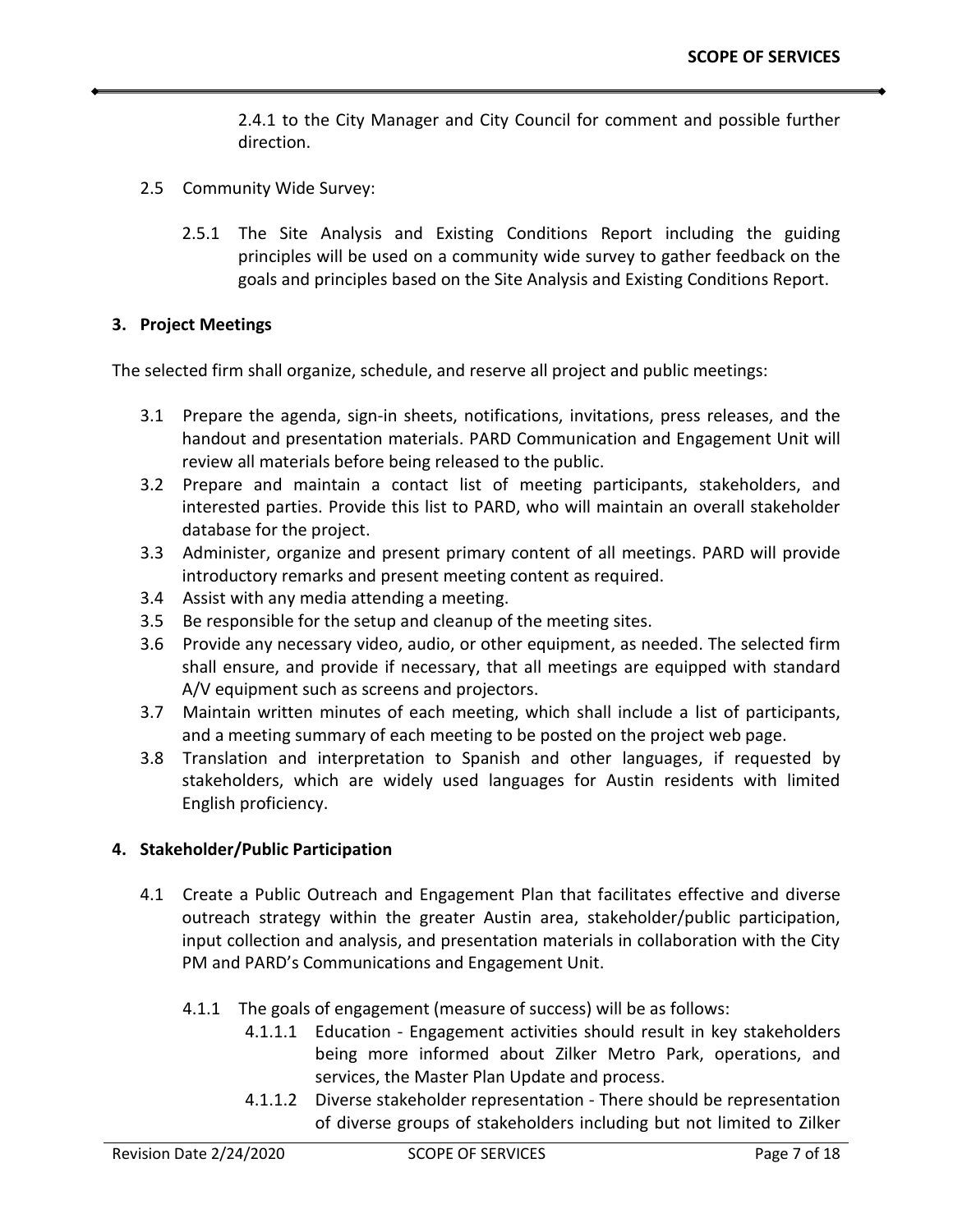2.4.1 to the City Manager and City Council for comment and possible further direction.

2.5 Community Wide Survey:

2.5.1 The Site Analysis and Existing Conditions Report including the guiding principles will be used on a community wide survey to gather feedback on the goals and principles based on the Site Analysis and Existing Conditions Report.

**3. Project Meetings**

The selected firm shall organize, schedule, and reserve all project and public meetings:

3.1 Prepare the agenda, sign-in sheets, notifications, invitations, press releases, and the handout and presentation materials. PARD Communication and Engagement Unit will review all materials before being released to the public.

3.2 Prepare and maintain a contact list of meeting participants, stakeholders, and interested parties. Provide this list to PARD, who will maintain an overall stakeholder database for the project.

3.3 Administer, organize and present primary content of all meetings. PARD will provide introductory remarks and present meeting content as required.

3.4 Assist with any media attending a meeting.

3.5 Be responsible for the setup and cleanup of the meeting sites.

3.6 Provide any necessary video, audio, or other equipment, as needed. The selected firm shall ensure, and provide if necessary, that all meetings are equipped with standard A/V equipment such as screens and projectors.

3.7 Maintain written minutes of each meeting, which shall include a list of participants, and a meeting summary of each meeting to be posted on the project web page.

3.8 Translation and interpretation to Spanish and other languages, if requested by stakeholders, which are widely used languages for Austin residents with limited English proficiency.

**4. Stakeholder/Public Participation**

4.1 Create a Public Outreach and Engagement Plan that facilitates effective and diverse outreach strategy within the greater Austin area, stakeholder/public participation, input collection and analysis, and presentation materials in collaboration with the City PM and PARD's Communications and Engagement Unit.

4.1.1 The goals of engagement (measure of success) will be as follows:

4.1.1.1 Education - Engagement activities should result in key stakeholders being more informed about Zilker Metro Park, operations, and services, the Master Plan Update and process.

4.1.1.2 Diverse stakeholder representation - There should be representation of diverse groups of stakeholders including but not limited to Zilker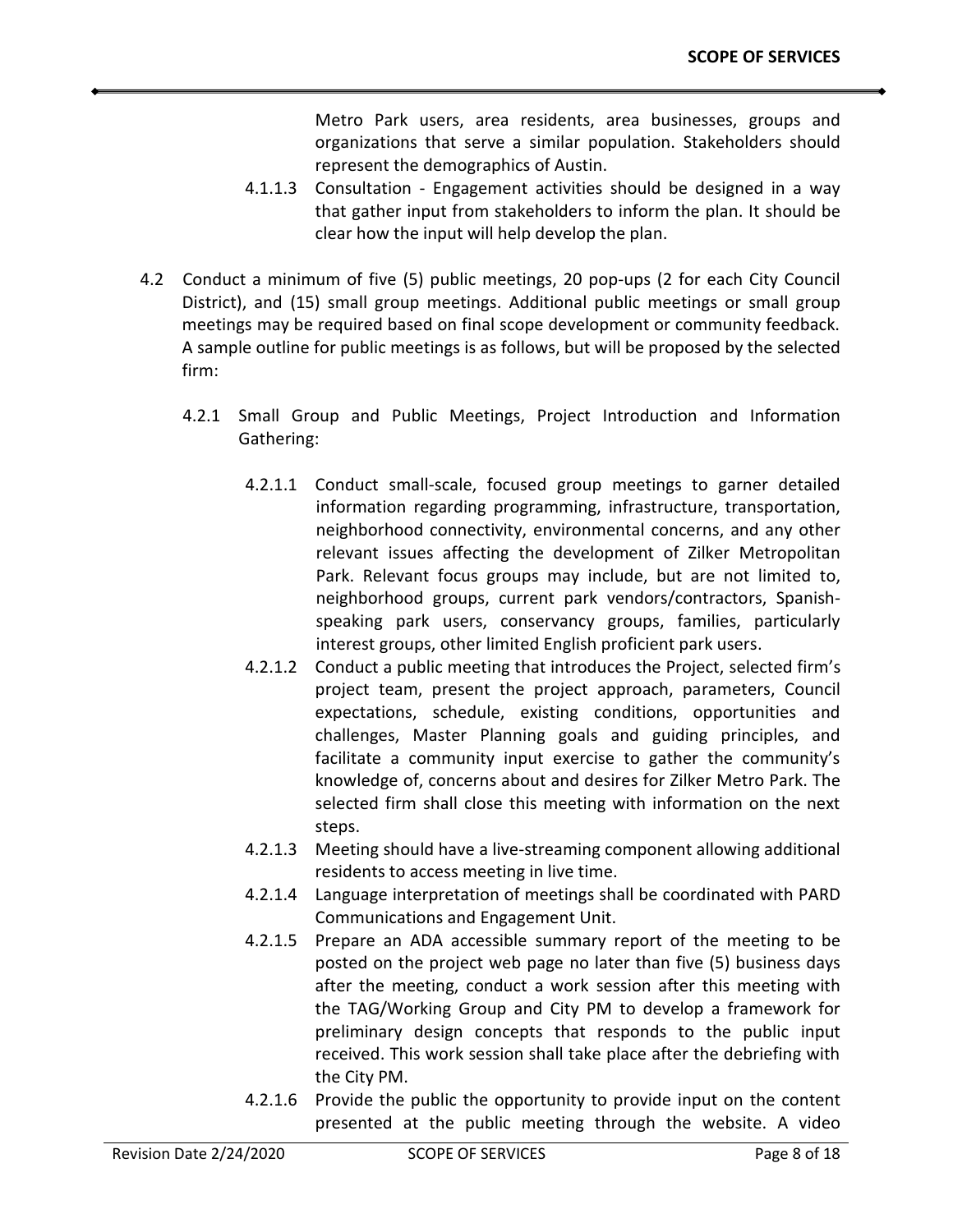Metro Park users, area residents, area businesses, groups and organizations that serve a similar population. Stakeholders should represent the demographics of Austin.

4.1.1.3 Consultation - Engagement activities should be designed in a way that gather input from stakeholders to inform the plan. It should be clear how the input will help develop the plan.

4.2 Conduct a minimum of five (5) public meetings, 20 pop-ups (2 for each City Council District), and (15) small group meetings. Additional public meetings or small group meetings may be required based on final scope development or community feedback. A sample outline for public meetings is as follows, but will be proposed by the selected firm:

4.2.1 Small Group and Public Meetings, Project Introduction and Information Gathering:

4.2.1.1 Conduct small-scale, focused group meetings to garner detailed information regarding programming, infrastructure, transportation, neighborhood connectivity, environmental concerns, and any other relevant issues affecting the development of Zilker Metropolitan Park. Relevant focus groups may include, but are not limited to, neighborhood groups, current park vendors/contractors, Spanish-speaking park users, conservancy groups, families, particularly interest groups, other limited English proficient park users.

4.2.1.2 Conduct a public meeting that introduces the Project, selected firm's project team, present the project approach, parameters, Council expectations, schedule, existing conditions, opportunities and challenges, Master Planning goals and guiding principles, and facilitate a community input exercise to gather the community's knowledge of, concerns about and desires for Zilker Metro Park. The selected firm shall close this meeting with information on the next steps.

4.2.1.3 Meeting should have a live-streaming component allowing additional residents to access meeting in live time.

4.2.1.4 Language interpretation of meetings shall be coordinated with PARD Communications and Engagement Unit.

4.2.1.5 Prepare an ADA accessible summary report of the meeting to be posted on the project web page no later than five (5) business days after the meeting, conduct a work session after this meeting with the TAG/Working Group and City PM to develop a framework for preliminary design concepts that responds to the public input received. This work session shall take place after the debriefing with the City PM.

4.2.1.6 Provide the public the opportunity to provide input on the content presented at the public meeting through the website. A video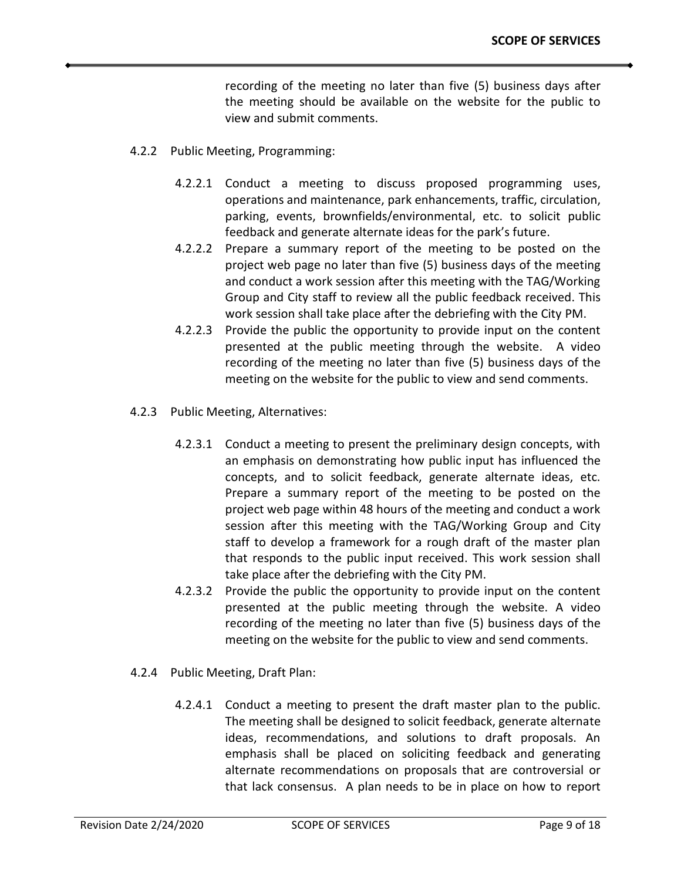recording of the meeting no later than five (5) business days after the meeting should be available on the website for the public to view and submit comments.

4.2.2 Public Meeting, Programming:

4.2.2.1 Conduct a meeting to discuss proposed programming uses, operations and maintenance, park enhancements, traffic, circulation, parking, events, brownfields/environmental, etc. to solicit public feedback and generate alternate ideas for the park's future.

4.2.2.2 Prepare a summary report of the meeting to be posted on the project web page no later than five (5) business days of the meeting and conduct a work session after this meeting with the TAG/Working Group and City staff to review all the public feedback received. This work session shall take place after the debriefing with the City PM.

4.2.2.3 Provide the public the opportunity to provide input on the content presented at the public meeting through the website. A video recording of the meeting no later than five (5) business days of the meeting on the website for the public to view and send comments.

4.2.3 Public Meeting, Alternatives:

4.2.3.1 Conduct a meeting to present the preliminary design concepts, with an emphasis on demonstrating how public input has influenced the concepts, and to solicit feedback, generate alternate ideas, etc. Prepare a summary report of the meeting to be posted on the project web page within 48 hours of the meeting and conduct a work session after this meeting with the TAG/Working Group and City staff to develop a framework for a rough draft of the master plan that responds to the public input received. This work session shall take place after the debriefing with the City PM.

4.2.3.2 Provide the public the opportunity to provide input on the content presented at the public meeting through the website. A video recording of the meeting no later than five (5) business days of the meeting on the website for the public to view and send comments.

4.2.4 Public Meeting, Draft Plan:

4.2.4.1 Conduct a meeting to present the draft master plan to the public. The meeting shall be designed to solicit feedback, generate alternate ideas, recommendations, and solutions to draft proposals. An emphasis shall be placed on soliciting feedback and generating alternate recommendations on proposals that are controversial or that lack consensus. A plan needs to be in place on how to report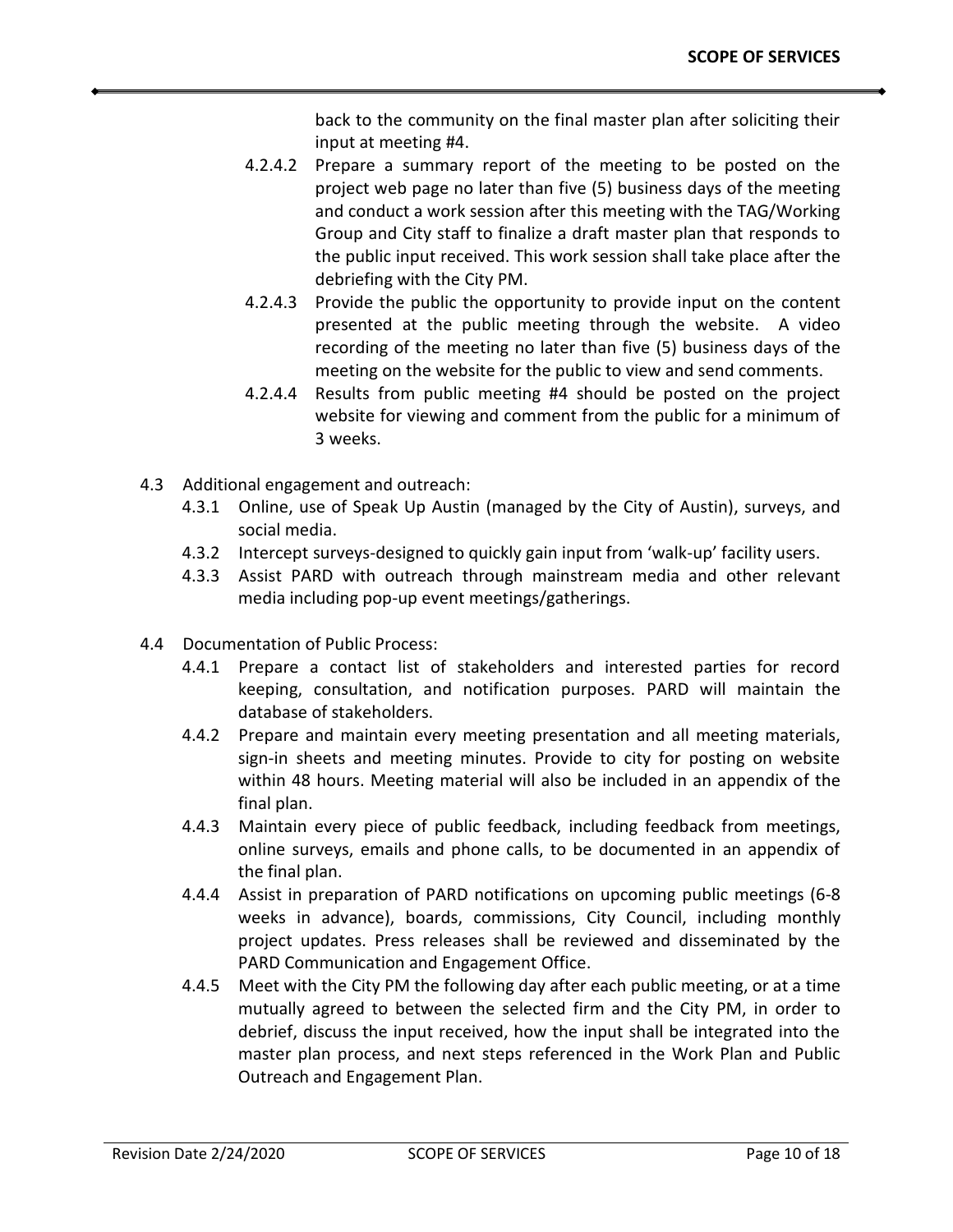back to the community on the final master plan after soliciting their input at meeting #4.

- 4.2.4.2 Prepare a summary report of the meeting to be posted on the project web page no later than five (5) business days of the meeting and conduct a work session after this meeting with the TAG/Working Group and City staff to finalize a draft master plan that responds to the public input received. This work session shall take place after the debriefing with the City PM.
- 4.2.4.3 Provide the public the opportunity to provide input on the content presented at the public meeting through the website. A video recording of the meeting no later than five (5) business days of the meeting on the website for the public to view and send comments.
- 4.2.4.4 Results from public meeting #4 should be posted on the project website for viewing and comment from the public for a minimum of 3 weeks.

- 4.3 Additional engagement and outreach:
  - 4.3.1 Online, use of Speak Up Austin (managed by the City of Austin), surveys, and social media.
  - 4.3.2 Intercept surveys-designed to quickly gain input from 'walk-up' facility users.
  - 4.3.3 Assist PARD with outreach through mainstream media and other relevant media including pop-up event meetings/gatherings.

- 4.4 Documentation of Public Process:
  - 4.4.1 Prepare a contact list of stakeholders and interested parties for record keeping, consultation, and notification purposes. PARD will maintain the database of stakeholders.
  - 4.4.2 Prepare and maintain every meeting presentation and all meeting materials, sign-in sheets and meeting minutes. Provide to city for posting on website within 48 hours. Meeting material will also be included in an appendix of the final plan.
  - 4.4.3 Maintain every piece of public feedback, including feedback from meetings, online surveys, emails and phone calls, to be documented in an appendix of the final plan.
  - 4.4.4 Assist in preparation of PARD notifications on upcoming public meetings (6-8 weeks in advance), boards, commissions, City Council, including monthly project updates. Press releases shall be reviewed and disseminated by the PARD Communication and Engagement Office.
  - 4.4.5 Meet with the City PM the following day after each public meeting, or at a time mutually agreed to between the selected firm and the City PM, in order to debrief, discuss the input received, how the input shall be integrated into the master plan process, and next steps referenced in the Work Plan and Public Outreach and Engagement Plan.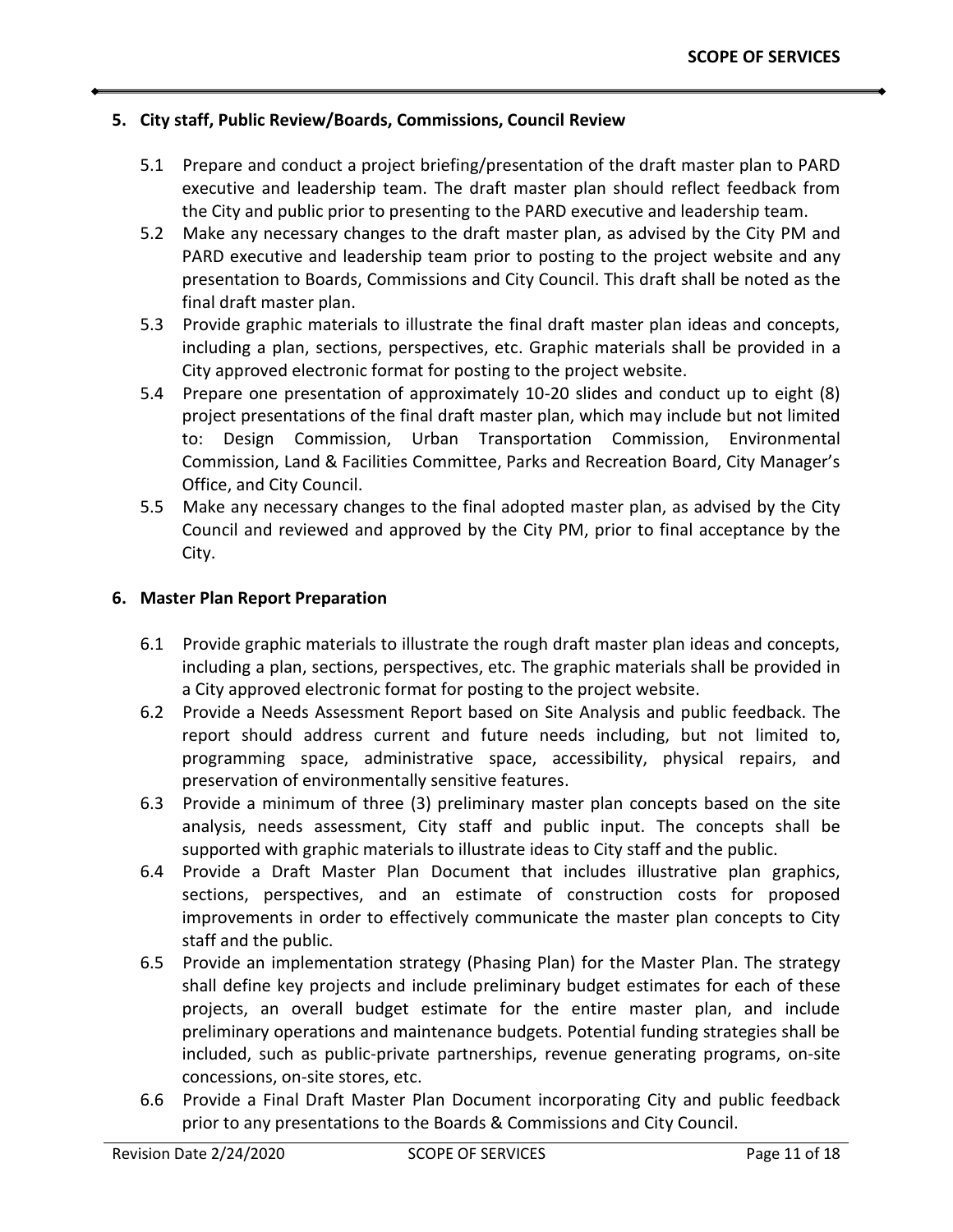## 5. City staff, Public Review/Boards, Commissions, Council Review

5.1 Prepare and conduct a project briefing/presentation of the draft master plan to PARD executive and leadership team. The draft master plan should reflect feedback from the City and public prior to presenting to the PARD executive and leadership team.

5.2 Make any necessary changes to the draft master plan, as advised by the City PM and PARD executive and leadership team prior to posting to the project website and any presentation to Boards, Commissions and City Council. This draft shall be noted as the final draft master plan.

5.3 Provide graphic materials to illustrate the final draft master plan ideas and concepts, including a plan, sections, perspectives, etc. Graphic materials shall be provided in a City approved electronic format for posting to the project website.

5.4 Prepare one presentation of approximately 10-20 slides and conduct up to eight (8) project presentations of the final draft master plan, which may include but not limited to: Design Commission, Urban Transportation Commission, Environmental Commission, Land & Facilities Committee, Parks and Recreation Board, City Manager's Office, and City Council.

5.5 Make any necessary changes to the final adopted master plan, as advised by the City Council and reviewed and approved by the City PM, prior to final acceptance by the City.

## 6. Master Plan Report Preparation

6.1 Provide graphic materials to illustrate the rough draft master plan ideas and concepts, including a plan, sections, perspectives, etc. The graphic materials shall be provided in a City approved electronic format for posting to the project website.

6.2 Provide a Needs Assessment Report based on Site Analysis and public feedback. The report should address current and future needs including, but not limited to, programming space, administrative space, accessibility, physical repairs, and preservation of environmentally sensitive features.

6.3 Provide a minimum of three (3) preliminary master plan concepts based on the site analysis, needs assessment, City staff and public input. The concepts shall be supported with graphic materials to illustrate ideas to City staff and the public.

6.4 Provide a Draft Master Plan Document that includes illustrative plan graphics, sections, perspectives, and an estimate of construction costs for proposed improvements in order to effectively communicate the master plan concepts to City staff and the public.

6.5 Provide an implementation strategy (Phasing Plan) for the Master Plan. The strategy shall define key projects and include preliminary budget estimates for each of these projects, an overall budget estimate for the entire master plan, and include preliminary operations and maintenance budgets. Potential funding strategies shall be included, such as public-private partnerships, revenue generating programs, on-site concessions, on-site stores, etc.

6.6 Provide a Final Draft Master Plan Document incorporating City and public feedback prior to any presentations to the Boards & Commissions and City Council.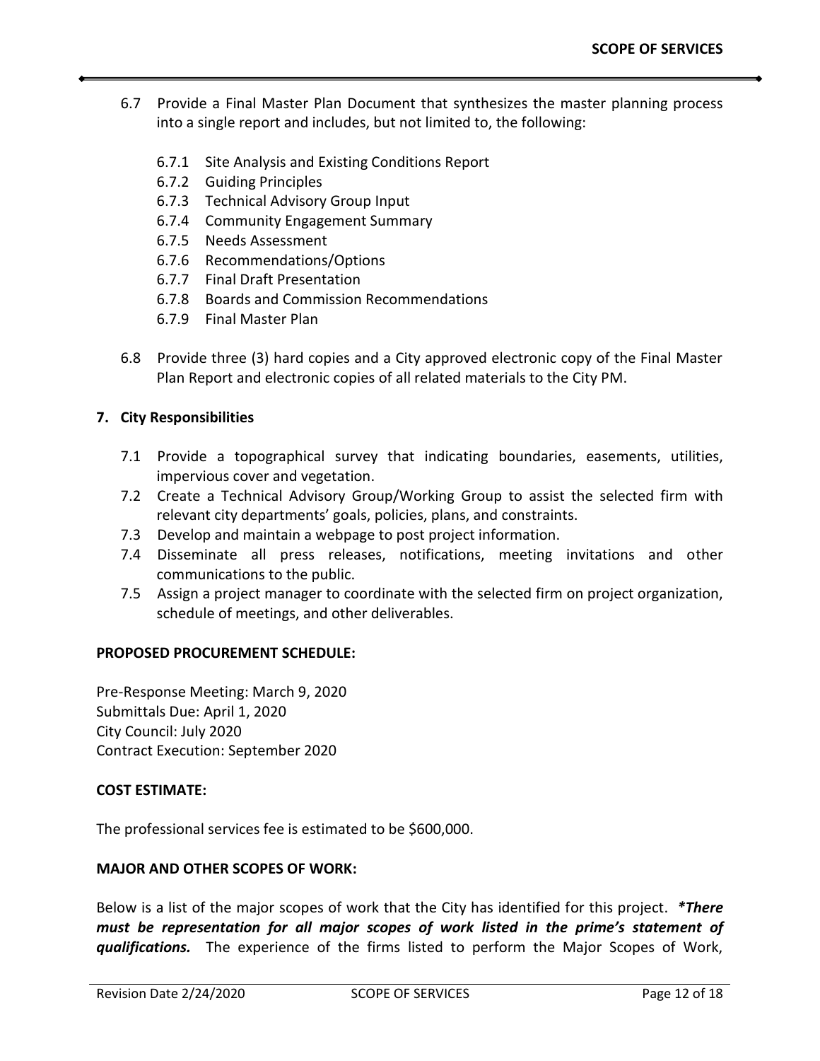6.7 Provide a Final Master Plan Document that synthesizes the master planning process into a single report and includes, but not limited to, the following:

- 6.7.1 Site Analysis and Existing Conditions Report
- 6.7.2 Guiding Principles
- 6.7.3 Technical Advisory Group Input
- 6.7.4 Community Engagement Summary
- 6.7.5 Needs Assessment
- 6.7.6 Recommendations/Options
- 6.7.7 Final Draft Presentation
- 6.7.8 Boards and Commission Recommendations
- 6.7.9 Final Master Plan

6.8 Provide three (3) hard copies and a City approved electronic copy of the Final Master Plan Report and electronic copies of all related materials to the City PM.

**7. City Responsibilities**

7.1 Provide a topographical survey that indicating boundaries, easements, utilities, impervious cover and vegetation.

7.2 Create a Technical Advisory Group/Working Group to assist the selected firm with relevant city departments' goals, policies, plans, and constraints.

7.3 Develop and maintain a webpage to post project information.

7.4 Disseminate all press releases, notifications, meeting invitations and other communications to the public.

7.5 Assign a project manager to coordinate with the selected firm on project organization, schedule of meetings, and other deliverables.

**PROPOSED PROCUREMENT SCHEDULE:**

Pre-Response Meeting: March 9, 2020
Submittals Due: April 1, 2020
City Council: July 2020
Contract Execution: September 2020

**COST ESTIMATE:**

The professional services fee is estimated to be $600,000.

**MAJOR AND OTHER SCOPES OF WORK:**

Below is a list of the major scopes of work that the City has identified for this project. ***There must be representation for all major scopes of work listed in the prime's statement of qualifications.*** The experience of the firms listed to perform the Major Scopes of Work,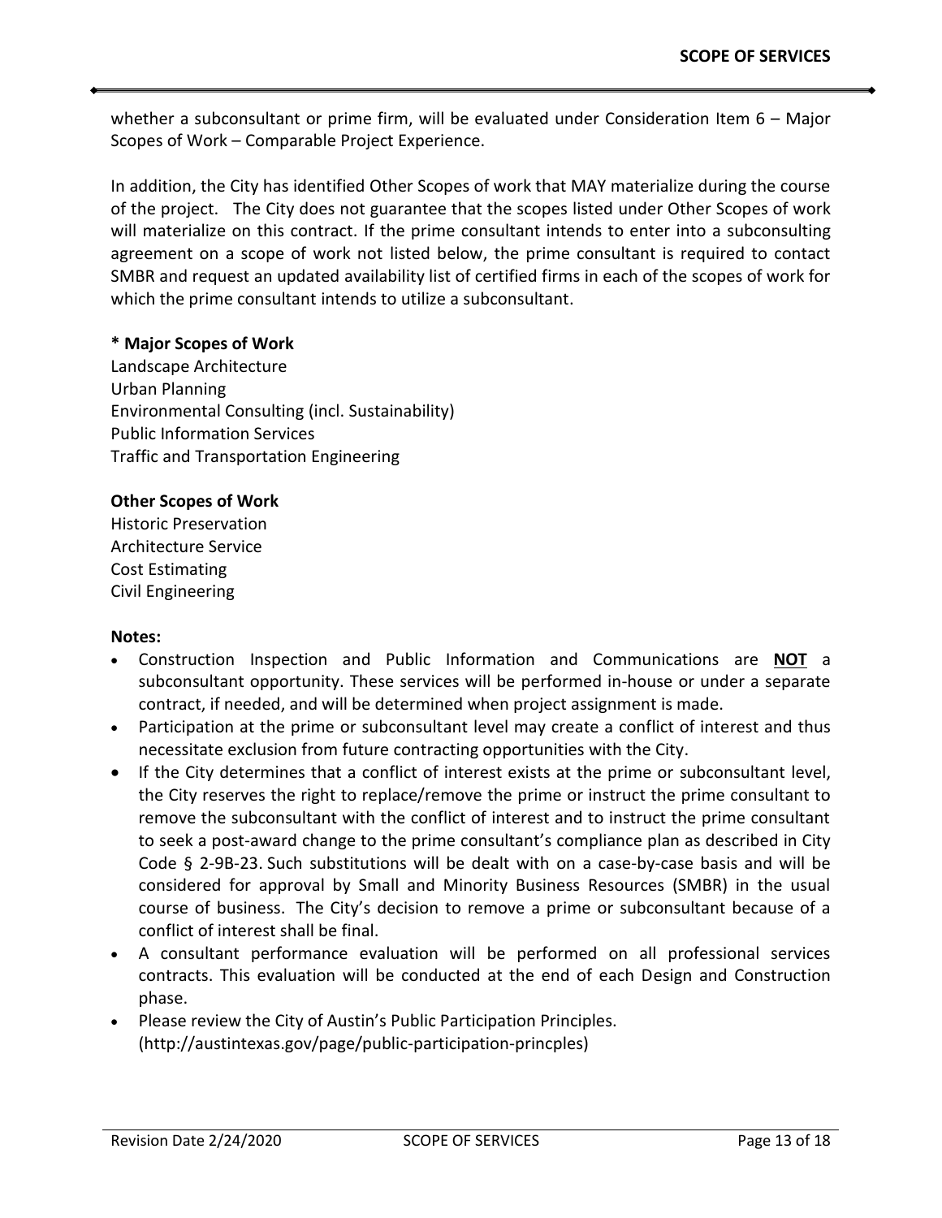whether a subconsultant or prime firm, will be evaluated under Consideration Item 6 – Major Scopes of Work – Comparable Project Experience.

In addition, the City has identified Other Scopes of work that MAY materialize during the course of the project. The City does not guarantee that the scopes listed under Other Scopes of work will materialize on this contract. If the prime consultant intends to enter into a subconsulting agreement on a scope of work not listed below, the prime consultant is required to contact SMBR and request an updated availability list of certified firms in each of the scopes of work for which the prime consultant intends to utilize a subconsultant.

**\* Major Scopes of Work**

Landscape Architecture
Urban Planning
Environmental Consulting (incl. Sustainability)
Public Information Services
Traffic and Transportation Engineering

**Other Scopes of Work**

Historic Preservation
Architecture Service
Cost Estimating
Civil Engineering

**Notes:**

- Construction Inspection and Public Information and Communications are **NOT** a subconsultant opportunity. These services will be performed in-house or under a separate contract, if needed, and will be determined when project assignment is made.
- Participation at the prime or subconsultant level may create a conflict of interest and thus necessitate exclusion from future contracting opportunities with the City.
- If the City determines that a conflict of interest exists at the prime or subconsultant level, the City reserves the right to replace/remove the prime or instruct the prime consultant to remove the subconsultant with the conflict of interest and to instruct the prime consultant to seek a post-award change to the prime consultant's compliance plan as described in City Code § 2-9B-23. Such substitutions will be dealt with on a case-by-case basis and will be considered for approval by Small and Minority Business Resources (SMBR) in the usual course of business. The City's decision to remove a prime or subconsultant because of a conflict of interest shall be final.
- A consultant performance evaluation will be performed on all professional services contracts. This evaluation will be conducted at the end of each Design and Construction phase.
- Please review the City of Austin's Public Participation Principles. (http://austintexas.gov/page/public-participation-princples)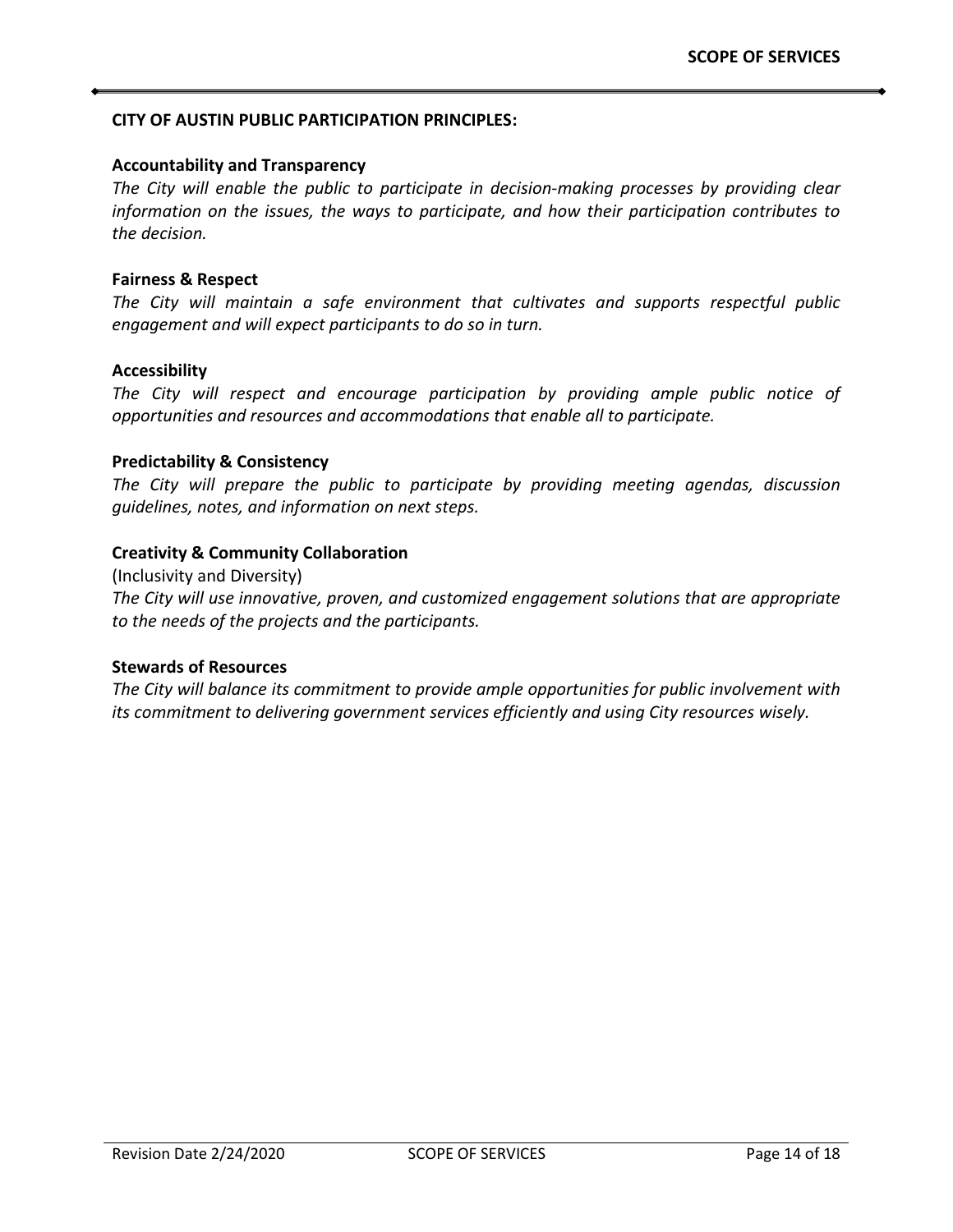## CITY OF AUSTIN PUBLIC PARTICIPATION PRINCIPLES:

**Accountability and Transparency**

*The City will enable the public to participate in decision-making processes by providing clear information on the issues, the ways to participate, and how their participation contributes to the decision.*

**Fairness & Respect**

*The City will maintain a safe environment that cultivates and supports respectful public engagement and will expect participants to do so in turn.*

**Accessibility**

*The City will respect and encourage participation by providing ample public notice of opportunities and resources and accommodations that enable all to participate.*

**Predictability & Consistency**

*The City will prepare the public to participate by providing meeting agendas, discussion guidelines, notes, and information on next steps.*

**Creativity & Community Collaboration**

(Inclusivity and Diversity)

*The City will use innovative, proven, and customized engagement solutions that are appropriate to the needs of the projects and the participants.*

**Stewards of Resources**

*The City will balance its commitment to provide ample opportunities for public involvement with its commitment to delivering government services efficiently and using City resources wisely.*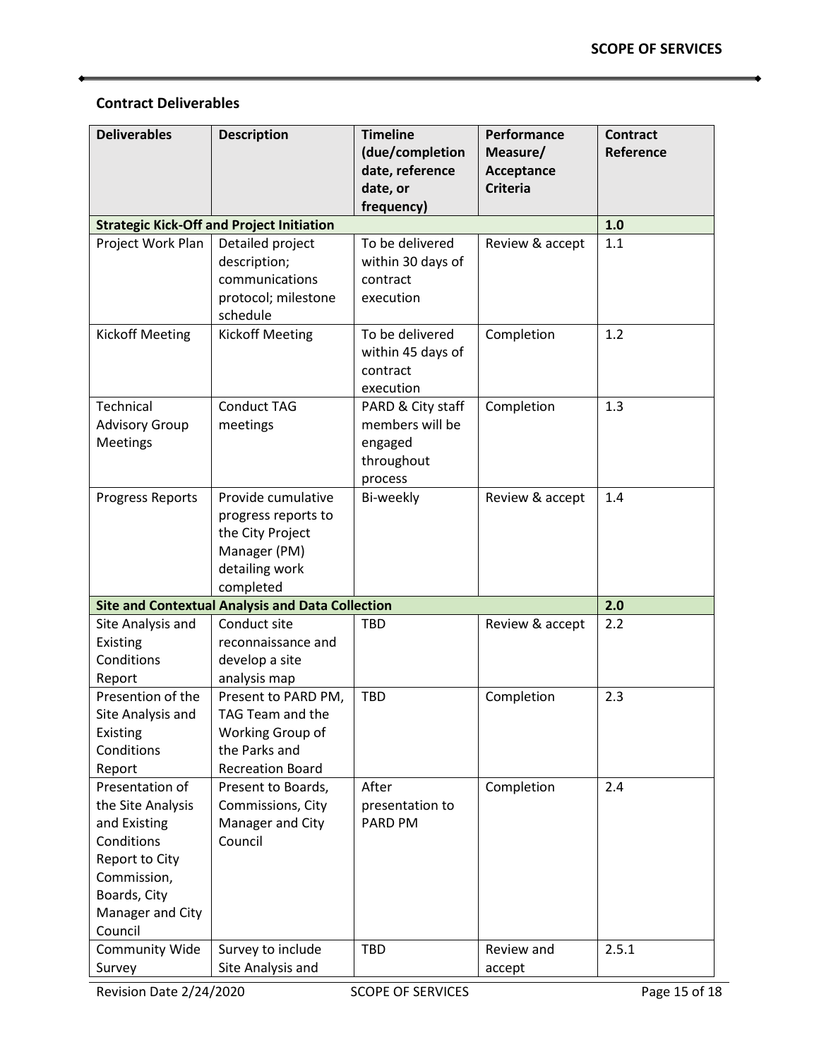## Contract Deliverables

| Deliverables | Description | Timeline (due/completion date, reference date, or frequency) | Performance Measure/ Acceptance Criteria | Contract Reference |
|---|---|---|---|---|
| **Strategic Kick-Off and Project Initiation** | | | | **1.0** |
| Project Work Plan | Detailed project description; communications protocol; milestone schedule | To be delivered within 30 days of contract execution | Review & accept | 1.1 |
| Kickoff Meeting | Kickoff Meeting | To be delivered within 45 days of contract execution | Completion | 1.2 |
| Technical Advisory Group Meetings | Conduct TAG meetings | PARD & City staff members will be engaged throughout process | Completion | 1.3 |
| Progress Reports | Provide cumulative progress reports to the City Project Manager (PM) detailing work completed | Bi-weekly | Review & accept | 1.4 |
| **Site and Contextual Analysis and Data Collection** | | | | **2.0** |
| Site Analysis and Existing Conditions Report | Conduct site reconnaissance and develop a site analysis map | TBD | Review & accept | 2.2 |
| Presention of the Site Analysis and Existing Conditions Report | Present to PARD PM, TAG Team and the Working Group of the Parks and Recreation Board | TBD | Completion | 2.3 |
| Presentation of the Site Analysis and Existing Conditions Report to City Commission, Boards, City Manager and City Council | Present to Boards, Commissions, City Manager and City Council | After presentation to PARD PM | Completion | 2.4 |
| Community Wide Survey | Survey to include Site Analysis and | TBD | Review and accept | 2.5.1 |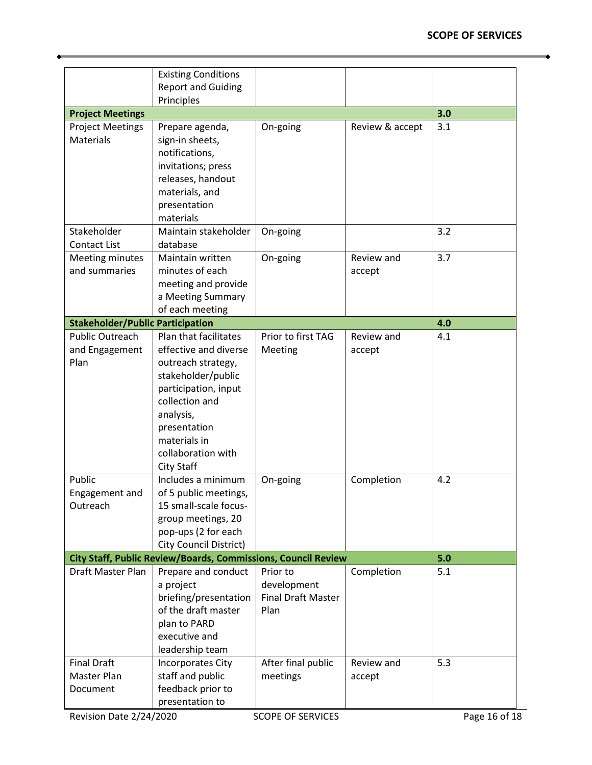| | | | | |
|---|---|---|---|---|
| | Existing Conditions Report and Guiding Principles | | | |
| **Project Meetings** | | | | **3.0** |
| Project Meetings Materials | Prepare agenda, sign-in sheets, notifications, invitations; press releases, handout materials, and presentation materials | On-going | Review & accept | 3.1 |
| Stakeholder Contact List | Maintain stakeholder database | On-going | | 3.2 |
| Meeting minutes and summaries | Maintain written minutes of each meeting and provide a Meeting Summary of each meeting | On-going | Review and accept | 3.7 |
| **Stakeholder/Public Participation** | | | | **4.0** |
| Public Outreach and Engagement Plan | Plan that facilitates effective and diverse outreach strategy, stakeholder/public participation, input collection and analysis, presentation materials in collaboration with City Staff | Prior to first TAG Meeting | Review and accept | 4.1 |
| Public Engagement and Outreach | Includes a minimum of 5 public meetings, 15 small-scale focus-group meetings, 20 pop-ups (2 for each City Council District) | On-going | Completion | 4.2 |
| **City Staff, Public Review/Boards, Commissions, Council Review** | | | | **5.0** |
| Draft Master Plan | Prepare and conduct a project briefing/presentation of the draft master plan to PARD executive and leadership team | Prior to development Final Draft Master Plan | Completion | 5.1 |
| Final Draft Master Plan Document | Incorporates City staff and public feedback prior to presentation to | After final public meetings | Review and accept | 5.3 |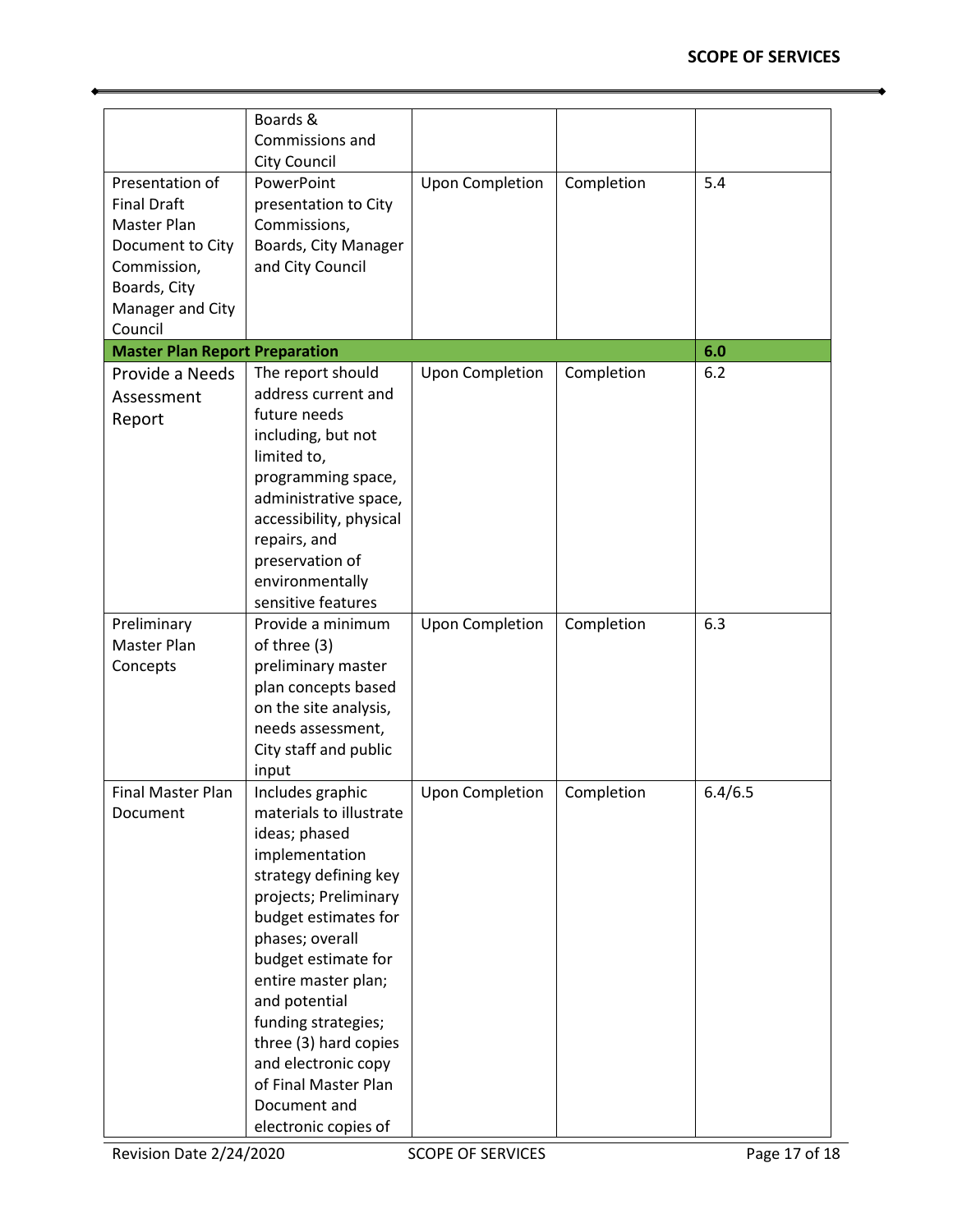| | | | | |
|---|---|---|---|---|
| | Boards & Commissions and City Council | | | |
| Presentation of Final Draft Master Plan Document to City Commission, Boards, City Manager and City Council | PowerPoint presentation to City Commissions, Boards, City Manager and City Council | Upon Completion | Completion | 5.4 |
| **Master Plan Report Preparation** | | | | **6.0** |
| Provide a Needs Assessment Report | The report should address current and future needs including, but not limited to, programming space, administrative space, accessibility, physical repairs, and preservation of environmentally sensitive features | Upon Completion | Completion | 6.2 |
| Preliminary Master Plan Concepts | Provide a minimum of three (3) preliminary master plan concepts based on the site analysis, needs assessment, City staff and public input | Upon Completion | Completion | 6.3 |
| Final Master Plan Document | Includes graphic materials to illustrate ideas; phased implementation strategy defining key projects; Preliminary budget estimates for phases; overall budget estimate for entire master plan; and potential funding strategies; three (3) hard copies and electronic copy of Final Master Plan Document and electronic copies of | Upon Completion | Completion | 6.4/6.5 |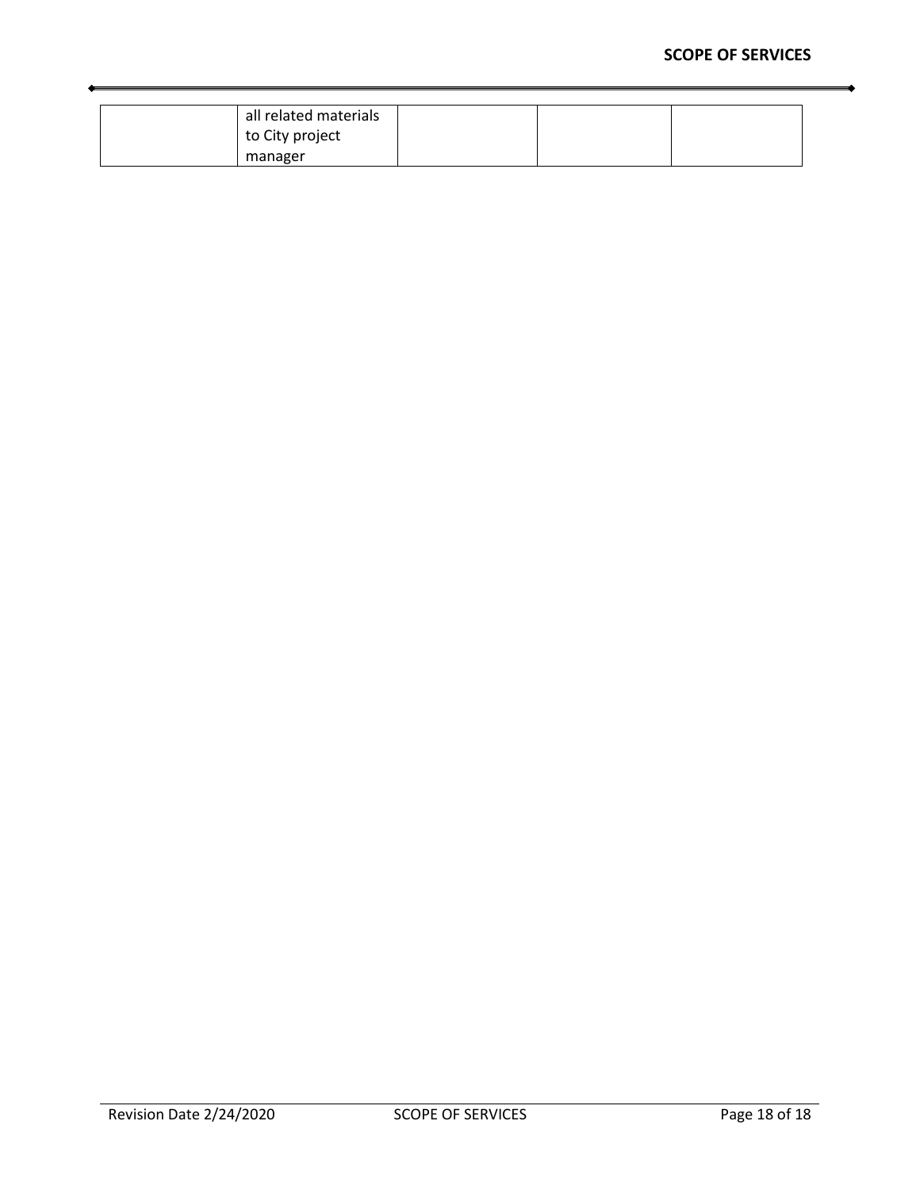| | | | | |
|---|---|---|---|---|
| | all related materials to City project manager | | | |